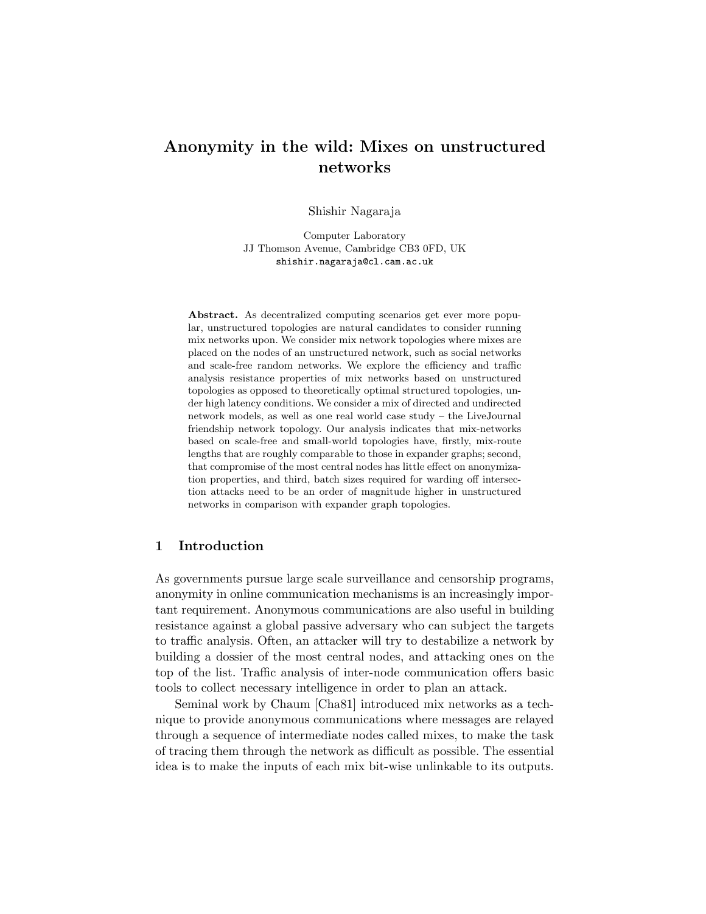# Anonymity in the wild: Mixes on unstructured networks

Shishir Nagaraja

Computer Laboratory
JJ Thomson Avenue, Cambridge CB3 0FD, UK
shishir.nagaraja@cl.cam.ac.uk

**Abstract.** As decentralized computing scenarios get ever more popular, unstructured topologies are natural candidates to consider running mix networks upon. We consider mix network topologies where mixes are placed on the nodes of an unstructured network, such as social networks and scale-free random networks. We explore the efficiency and traffic analysis resistance properties of mix networks based on unstructured topologies as opposed to theoretically optimal structured topologies, under high latency conditions. We consider a mix of directed and undirected network models, as well as one real world case study – the LiveJournal friendship network topology. Our analysis indicates that mix-networks based on scale-free and small-world topologies have, firstly, mix-route lengths that are roughly comparable to those in expander graphs; second, that compromise of the most central nodes has little effect on anonymization properties, and third, batch sizes required for warding off intersection attacks need to be an order of magnitude higher in unstructured networks in comparison with expander graph topologies.

## 1 Introduction

As governments pursue large scale surveillance and censorship programs, anonymity in online communication mechanisms is an increasingly important requirement. Anonymous communications are also useful in building resistance against a global passive adversary who can subject the targets to traffic analysis. Often, an attacker will try to destabilize a network by building a dossier of the most central nodes, and attacking ones on the top of the list. Traffic analysis of inter-node communication offers basic tools to collect necessary intelligence in order to plan an attack.

Seminal work by Chaum [Cha81] introduced mix networks as a technique to provide anonymous communications where messages are relayed through a sequence of intermediate nodes called mixes, to make the task of tracing them through the network as difficult as possible. The essential idea is to make the inputs of each mix bit-wise unlinkable to its outputs.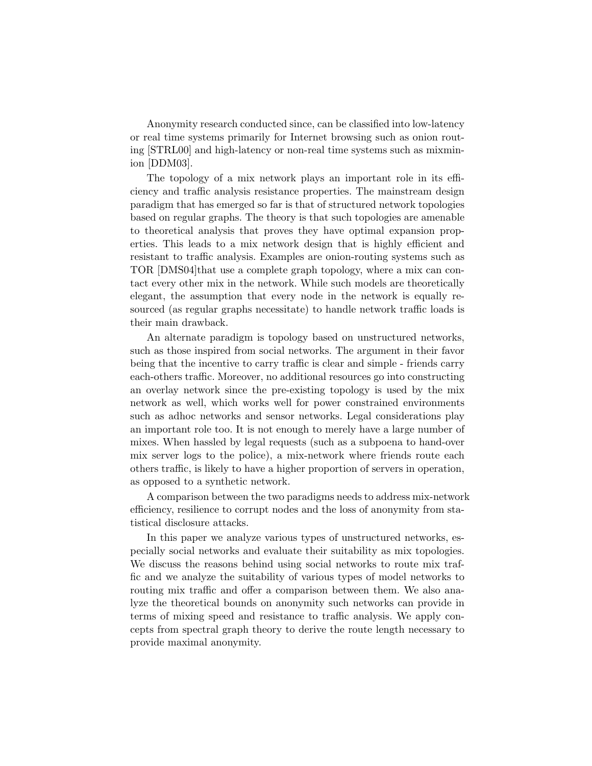Anonymity research conducted since, can be classified into low-latency or real time systems primarily for Internet browsing such as onion routing [STRL00] and high-latency or non-real time systems such as mixminion [DDM03].

The topology of a mix network plays an important role in its efficiency and traffic analysis resistance properties. The mainstream design paradigm that has emerged so far is that of structured network topologies based on regular graphs. The theory is that such topologies are amenable to theoretical analysis that proves they have optimal expansion properties. This leads to a mix network design that is highly efficient and resistant to traffic analysis. Examples are onion-routing systems such as TOR [DMS04]that use a complete graph topology, where a mix can contact every other mix in the network. While such models are theoretically elegant, the assumption that every node in the network is equally resourced (as regular graphs necessitate) to handle network traffic loads is their main drawback.

An alternate paradigm is topology based on unstructured networks, such as those inspired from social networks. The argument in their favor being that the incentive to carry traffic is clear and simple - friends carry each-others traffic. Moreover, no additional resources go into constructing an overlay network since the pre-existing topology is used by the mix network as well, which works well for power constrained environments such as adhoc networks and sensor networks. Legal considerations play an important role too. It is not enough to merely have a large number of mixes. When hassled by legal requests (such as a subpoena to hand-over mix server logs to the police), a mix-network where friends route each others traffic, is likely to have a higher proportion of servers in operation, as opposed to a synthetic network.

A comparison between the two paradigms needs to address mix-network efficiency, resilience to corrupt nodes and the loss of anonymity from statistical disclosure attacks.

In this paper we analyze various types of unstructured networks, especially social networks and evaluate their suitability as mix topologies. We discuss the reasons behind using social networks to route mix traffic and we analyze the suitability of various types of model networks to routing mix traffic and offer a comparison between them. We also analyze the theoretical bounds on anonymity such networks can provide in terms of mixing speed and resistance to traffic analysis. We apply concepts from spectral graph theory to derive the route length necessary to provide maximal anonymity.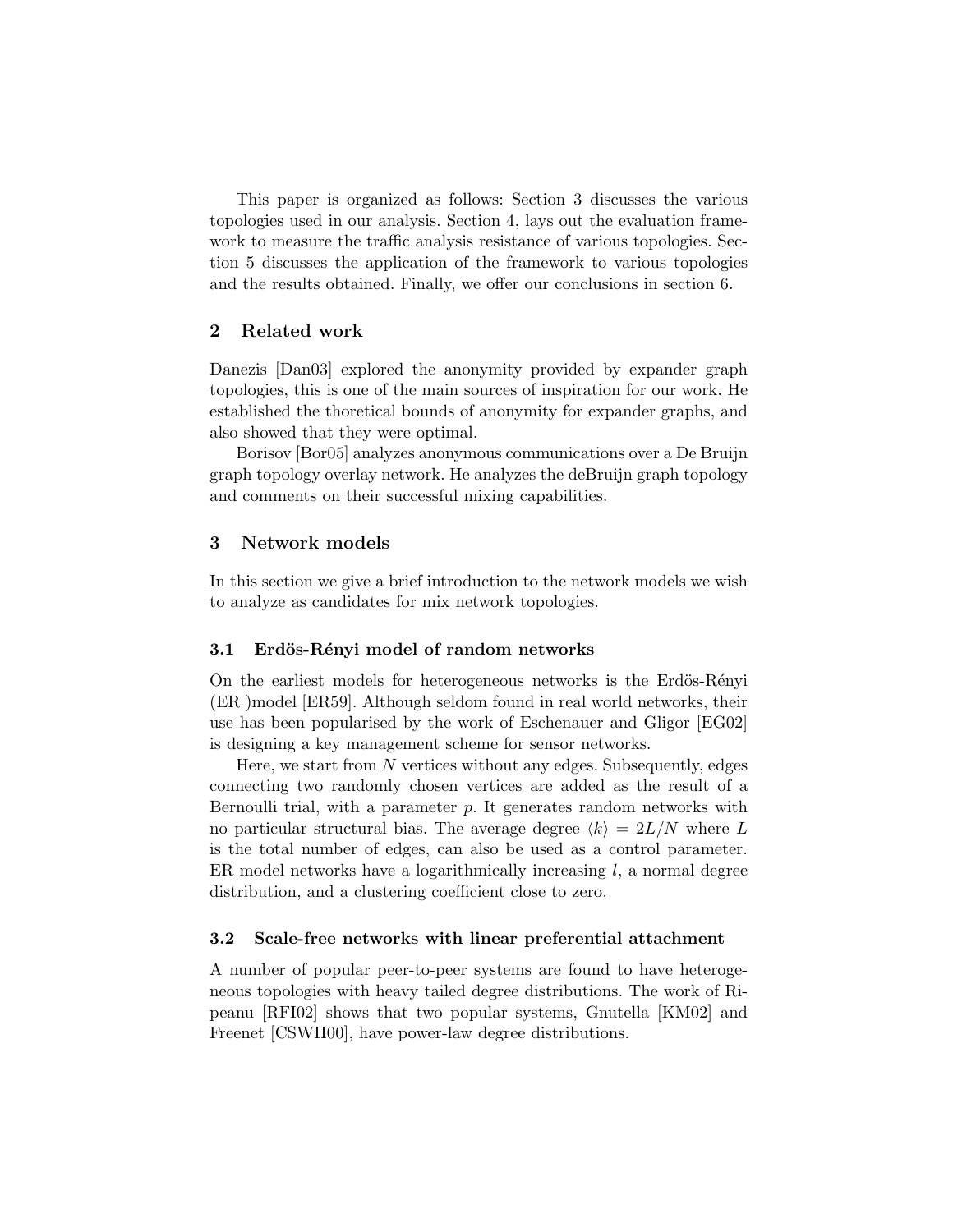This paper is organized as follows: Section 3 discusses the various topologies used in our analysis. Section 4, lays out the evaluation framework to measure the traffic analysis resistance of various topologies. Section 5 discusses the application of the framework to various topologies and the results obtained. Finally, we offer our conclusions in section 6.

## 2 Related work

Danezis [Dan03] explored the anonymity provided by expander graph topologies, this is one of the main sources of inspiration for our work. He established the thoretical bounds of anonymity for expander graphs, and also showed that they were optimal.

Borisov [Bor05] analyzes anonymous communications over a De Bruijn graph topology overlay network. He analyzes the deBruijn graph topology and comments on their successful mixing capabilities.

## 3 Network models

In this section we give a brief introduction to the network models we wish to analyze as candidates for mix network topologies.

### 3.1 Erdös-Rényi model of random networks

On the earliest models for heterogeneous networks is the Erdös-Rényi (ER )model [ER59]. Although seldom found in real world networks, their use has been popularised by the work of Eschenauer and Gligor [EG02] is designing a key management scheme for sensor networks.

Here, we start from $N$ vertices without any edges. Subsequently, edges connecting two randomly chosen vertices are added as the result of a Bernoulli trial, with a parameter $p$. It generates random networks with no particular structural bias. The average degree $\langle k \rangle = 2L/N$ where $L$ is the total number of edges, can also be used as a control parameter. ER model networks have a logarithmically increasing $l$, a normal degree distribution, and a clustering coefficient close to zero.

### 3.2 Scale-free networks with linear preferential attachment

A number of popular peer-to-peer systems are found to have heterogeneous topologies with heavy tailed degree distributions. The work of Ripeanu [RFI02] shows that two popular systems, Gnutella [KM02] and Freenet [CSWH00], have power-law degree distributions.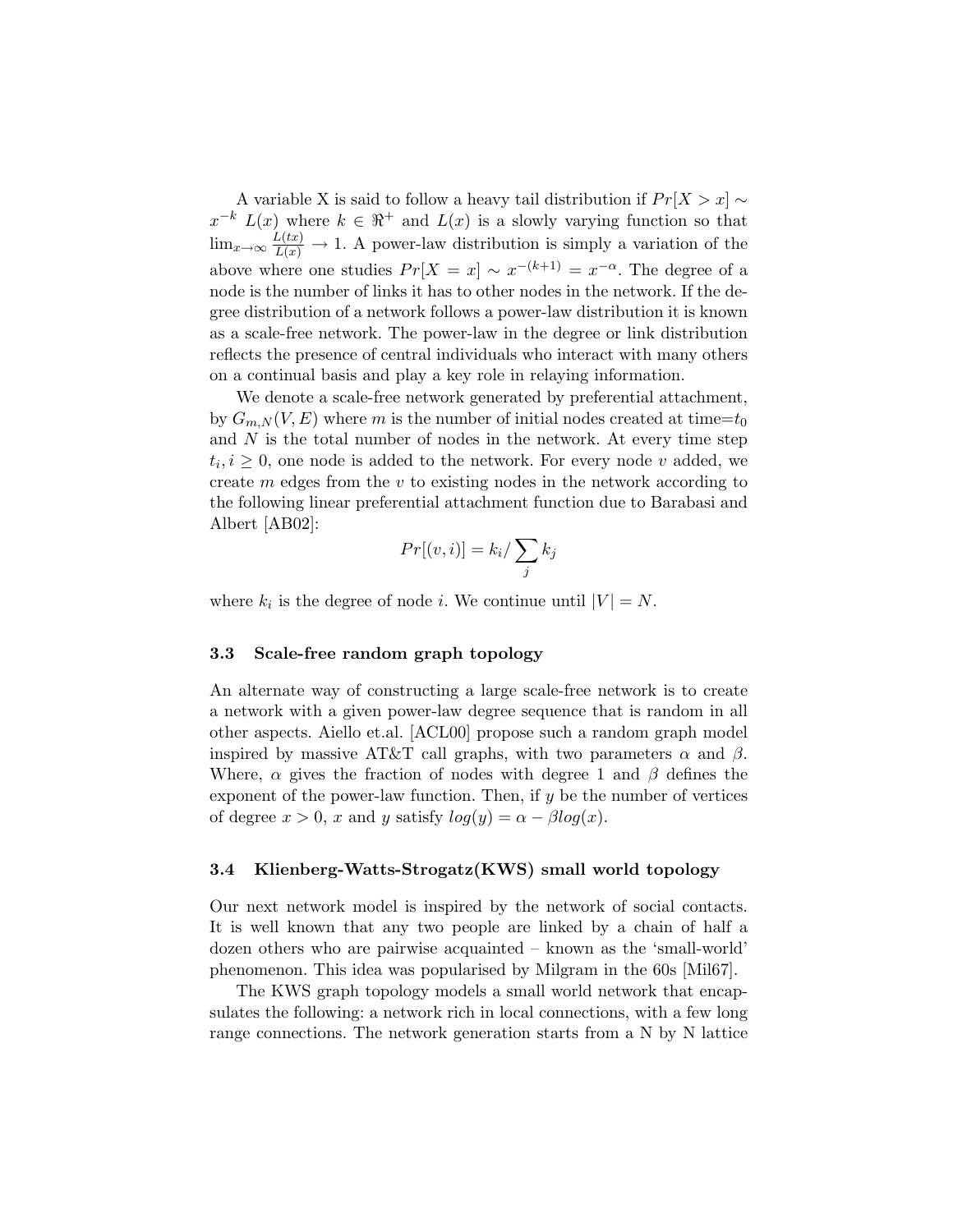A variable X is said to follow a heavy tail distribution if $Pr[X > x] \sim x^{-k}\ L(x)$ where $k \in \Re^{+}$ and $L(x)$ is a slowly varying function so that $\lim_{x\to\infty} \frac{L(tx)}{L(x)} \to 1$. A power-law distribution is simply a variation of the above where one studies $Pr[X = x] \sim x^{-(k+1)} = x^{-\alpha}$. The degree of a node is the number of links it has to other nodes in the network. If the degree distribution of a network follows a power-law distribution it is known as a scale-free network. The power-law in the degree or link distribution reflects the presence of central individuals who interact with many others on a continual basis and play a key role in relaying information.

We denote a scale-free network generated by preferential attachment, by $G_{m,N}(V, E)$ where $m$ is the number of initial nodes created at time=$t_0$ and $N$ is the total number of nodes in the network. At every time step $t_i, i \geq 0$, one node is added to the network. For every node $v$ added, we create $m$ edges from the $v$ to existing nodes in the network according to the following linear preferential attachment function due to Barabasi and Albert [AB02]:

$$Pr[(v, i)] = k_i / \sum_j k_j$$

where $k_i$ is the degree of node $i$. We continue until $|V| = N$.

### 3.3 Scale-free random graph topology

An alternate way of constructing a large scale-free network is to create a network with a given power-law degree sequence that is random in all other aspects. Aiello et.al. [ACL00] propose such a random graph model inspired by massive AT&T call graphs, with two parameters $\alpha$ and $\beta$. Where, $\alpha$ gives the fraction of nodes with degree 1 and $\beta$ defines the exponent of the power-law function. Then, if $y$ be the number of vertices of degree $x > 0$, $x$ and $y$ satisfy $log(y) = \alpha - \beta log(x)$.

### 3.4 Klienberg-Watts-Strogatz(KWS) small world topology

Our next network model is inspired by the network of social contacts. It is well known that any two people are linked by a chain of half a dozen others who are pairwise acquainted – known as the 'small-world' phenomenon. This idea was popularised by Milgram in the 60s [Mil67].

The KWS graph topology models a small world network that encapsulates the following: a network rich in local connections, with a few long range connections. The network generation starts from a N by N lattice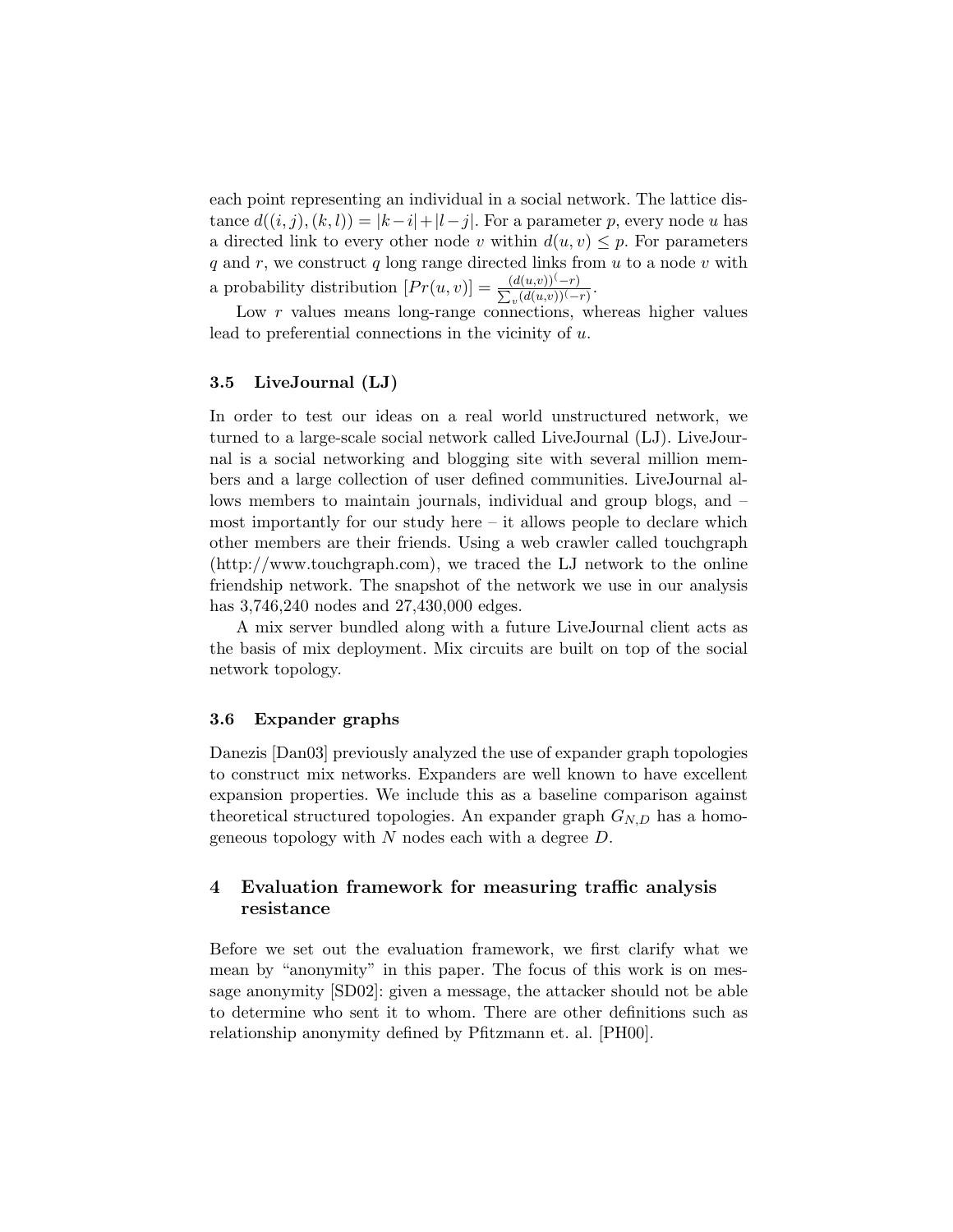each point representing an individual in a social network. The lattice distance $d((i,j),(k,l)) = |k-i| + |l-j|$. For a parameter $p$, every node $u$ has a directed link to every other node $v$ within $d(u,v) \leq p$. For parameters $q$ and $r$, we construct $q$ long range directed links from $u$ to a node $v$ with a probability distribution $[Pr(u,v)] = \frac{(d(u,v))^{(-r)}}{\sum_v (d(u,v))^{(-r)}}$.

Low $r$ values means long-range connections, whereas higher values lead to preferential connections in the vicinity of $u$.

### 3.5 LiveJournal (LJ)

In order to test our ideas on a real world unstructured network, we turned to a large-scale social network called LiveJournal (LJ). LiveJournal is a social networking and blogging site with several million members and a large collection of user defined communities. LiveJournal allows members to maintain journals, individual and group blogs, and – most importantly for our study here – it allows people to declare which other members are their friends. Using a web crawler called touchgraph (http://www.touchgraph.com), we traced the LJ network to the online friendship network. The snapshot of the network we use in our analysis has 3,746,240 nodes and 27,430,000 edges.

A mix server bundled along with a future LiveJournal client acts as the basis of mix deployment. Mix circuits are built on top of the social network topology.

### 3.6 Expander graphs

Danezis [Dan03] previously analyzed the use of expander graph topologies to construct mix networks. Expanders are well known to have excellent expansion properties. We include this as a baseline comparison against theoretical structured topologies. An expander graph $G_{N,D}$ has a homogeneous topology with $N$ nodes each with a degree $D$.

## 4 Evaluation framework for measuring traffic analysis resistance

Before we set out the evaluation framework, we first clarify what we mean by "anonymity" in this paper. The focus of this work is on message anonymity [SD02]: given a message, the attacker should not be able to determine who sent it to whom. There are other definitions such as relationship anonymity defined by Pfitzmann et. al. [PH00].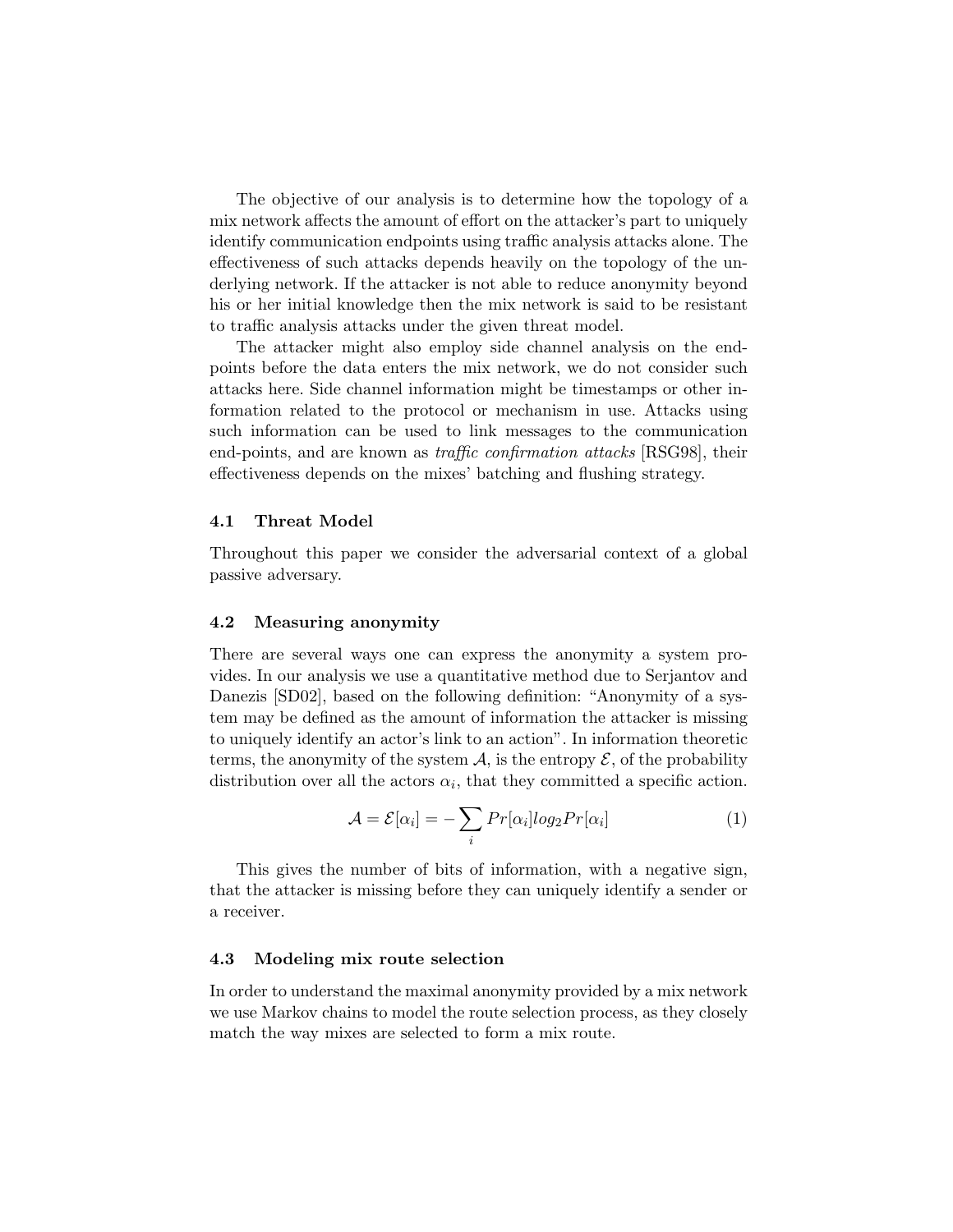The objective of our analysis is to determine how the topology of a mix network affects the amount of effort on the attacker's part to uniquely identify communication endpoints using traffic analysis attacks alone. The effectiveness of such attacks depends heavily on the topology of the underlying network. If the attacker is not able to reduce anonymity beyond his or her initial knowledge then the mix network is said to be resistant to traffic analysis attacks under the given threat model.

The attacker might also employ side channel analysis on the endpoints before the data enters the mix network, we do not consider such attacks here. Side channel information might be timestamps or other information related to the protocol or mechanism in use. Attacks using such information can be used to link messages to the communication end-points, and are known as *traffic confirmation attacks* [RSG98], their effectiveness depends on the mixes' batching and flushing strategy.

### 4.1 Threat Model

Throughout this paper we consider the adversarial context of a global passive adversary.

### 4.2 Measuring anonymity

There are several ways one can express the anonymity a system provides. In our analysis we use a quantitative method due to Serjantov and Danezis [SD02], based on the following definition: "Anonymity of a system may be defined as the amount of information the attacker is missing to uniquely identify an actor's link to an action". In information theoretic terms, the anonymity of the system $\mathcal{A}$, is the entropy $\mathcal{E}$, of the probability distribution over all the actors $\alpha_i$, that they committed a specific action.

$$\mathcal{A} = \mathcal{E}[\alpha_i] = -\sum_i Pr[\alpha_i] log_2 Pr[\alpha_i] \tag{1}$$

This gives the number of bits of information, with a negative sign, that the attacker is missing before they can uniquely identify a sender or a receiver.

### 4.3 Modeling mix route selection

In order to understand the maximal anonymity provided by a mix network we use Markov chains to model the route selection process, as they closely match the way mixes are selected to form a mix route.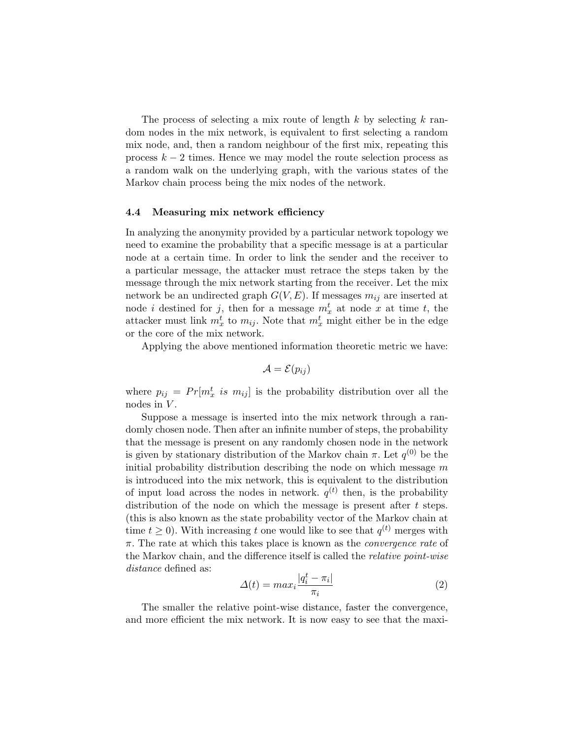The process of selecting a mix route of length $k$ by selecting $k$ random nodes in the mix network, is equivalent to first selecting a random mix node, and, then a random neighbour of the first mix, repeating this process $k-2$ times. Hence we may model the route selection process as a random walk on the underlying graph, with the various states of the Markov chain process being the mix nodes of the network.

### 4.4 Measuring mix network efficiency

In analyzing the anonymity provided by a particular network topology we need to examine the probability that a specific message is at a particular node at a certain time. In order to link the sender and the receiver to a particular message, the attacker must retrace the steps taken by the message through the mix network starting from the receiver. Let the mix network be an undirected graph $G(V, E)$. If messages $m_{ij}$ are inserted at node $i$ destined for $j$, then for a message $m_x^t$ at node $x$ at time $t$, the attacker must link $m_x^t$ to $m_{ij}$. Note that $m_x^t$ might either be in the edge or the core of the mix network.

Applying the above mentioned information theoretic metric we have:

$$\mathcal{A} = \mathcal{E}(p_{ij})$$

where $p_{ij} = Pr[m_x^t \ is \ m_{ij}]$ is the probability distribution over all the nodes in $V$.

Suppose a message is inserted into the mix network through a randomly chosen node. Then after an infinite number of steps, the probability that the message is present on any randomly chosen node in the network is given by stationary distribution of the Markov chain $\pi$. Let $q^{(0)}$ be the initial probability distribution describing the node on which message $m$ is introduced into the mix network, this is equivalent to the distribution of input load across the nodes in network. $q^{(t)}$ then, is the probability distribution of the node on which the message is present after $t$ steps. (this is also known as the state probability vector of the Markov chain at time $t \geq 0$). With increasing $t$ one would like to see that $q^{(t)}$ merges with $\pi$. The rate at which this takes place is known as the *convergence rate* of the Markov chain, and the difference itself is called the *relative point-wise distance* defined as:

$$\Delta(t) = max_i \frac{|q_i^t - \pi_i|}{\pi_i} \tag{2}$$

The smaller the relative point-wise distance, faster the convergence, and more efficient the mix network. It is now easy to see that the maxi-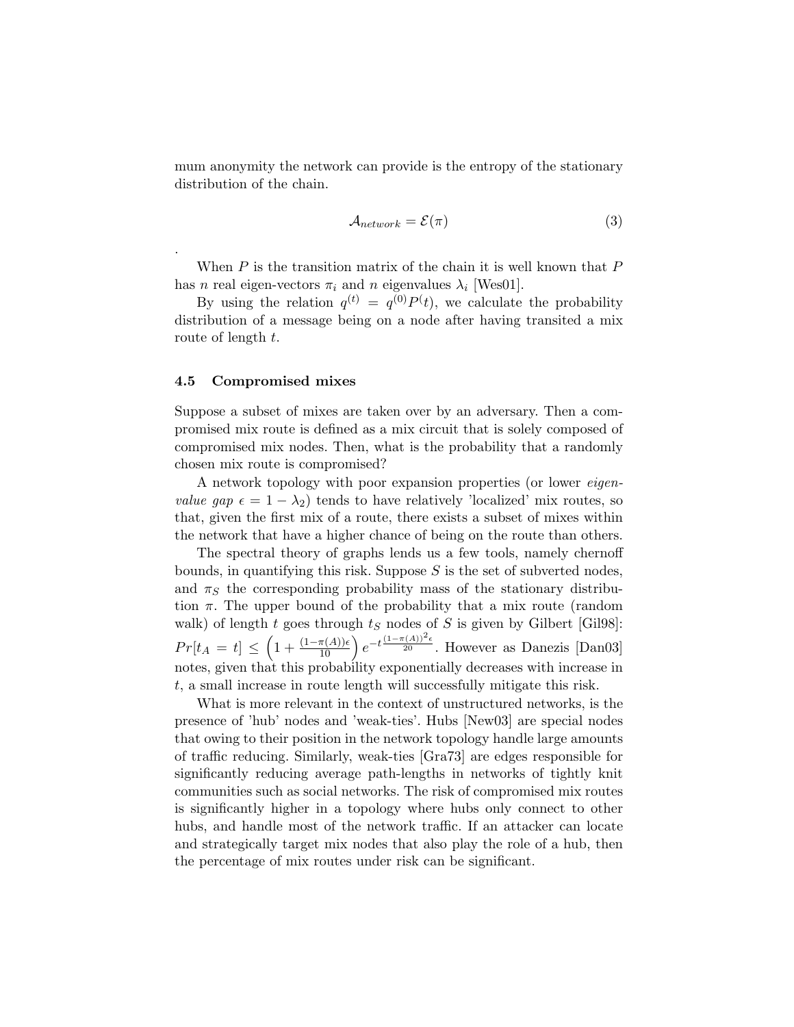mum anonymity the network can provide is the entropy of the stationary distribution of the chain.

$$\mathcal{A}_{network} = \mathcal{E}(\pi) \tag{3}$$

.

When $P$ is the transition matrix of the chain it is well known that $P$ has $n$ real eigen-vectors $\pi_i$ and $n$ eigenvalues $\lambda_i$ [Wes01].

By using the relation $q^{(t)} = q^{(0)}P^(t)$, we calculate the probability distribution of a message being on a node after having transited a mix route of length $t$.

### 4.5 Compromised mixes

Suppose a subset of mixes are taken over by an adversary. Then a compromised mix route is defined as a mix circuit that is solely composed of compromised mix nodes. Then, what is the probability that a randomly chosen mix route is compromised?

A network topology with poor expansion properties (or lower *eigenvalue gap* $\epsilon = 1 - \lambda_2$) tends to have relatively 'localized' mix routes, so that, given the first mix of a route, there exists a subset of mixes within the network that have a higher chance of being on the route than others.

The spectral theory of graphs lends us a few tools, namely chernoff bounds, in quantifying this risk. Suppose $S$ is the set of subverted nodes, and $\pi_S$ the corresponding probability mass of the stationary distribution $\pi$. The upper bound of the probability that a mix route (random walk) of length $t$ goes through $t_S$ nodes of $S$ is given by Gilbert [Gil98]: $Pr[t_A = t] \leq \left(1 + \frac{(1-\pi(A))\epsilon}{10}\right) e^{-t\frac{(1-\pi(A))^2\epsilon}{20}}$. However as Danezis [Dan03] notes, given that this probability exponentially decreases with increase in $t$, a small increase in route length will successfully mitigate this risk.

What is more relevant in the context of unstructured networks, is the presence of 'hub' nodes and 'weak-ties'. Hubs [New03] are special nodes that owing to their position in the network topology handle large amounts of traffic reducing. Similarly, weak-ties [Gra73] are edges responsible for significantly reducing average path-lengths in networks of tightly knit communities such as social networks. The risk of compromised mix routes is significantly higher in a topology where hubs only connect to other hubs, and handle most of the network traffic. If an attacker can locate and strategically target mix nodes that also play the role of a hub, then the percentage of mix routes under risk can be significant.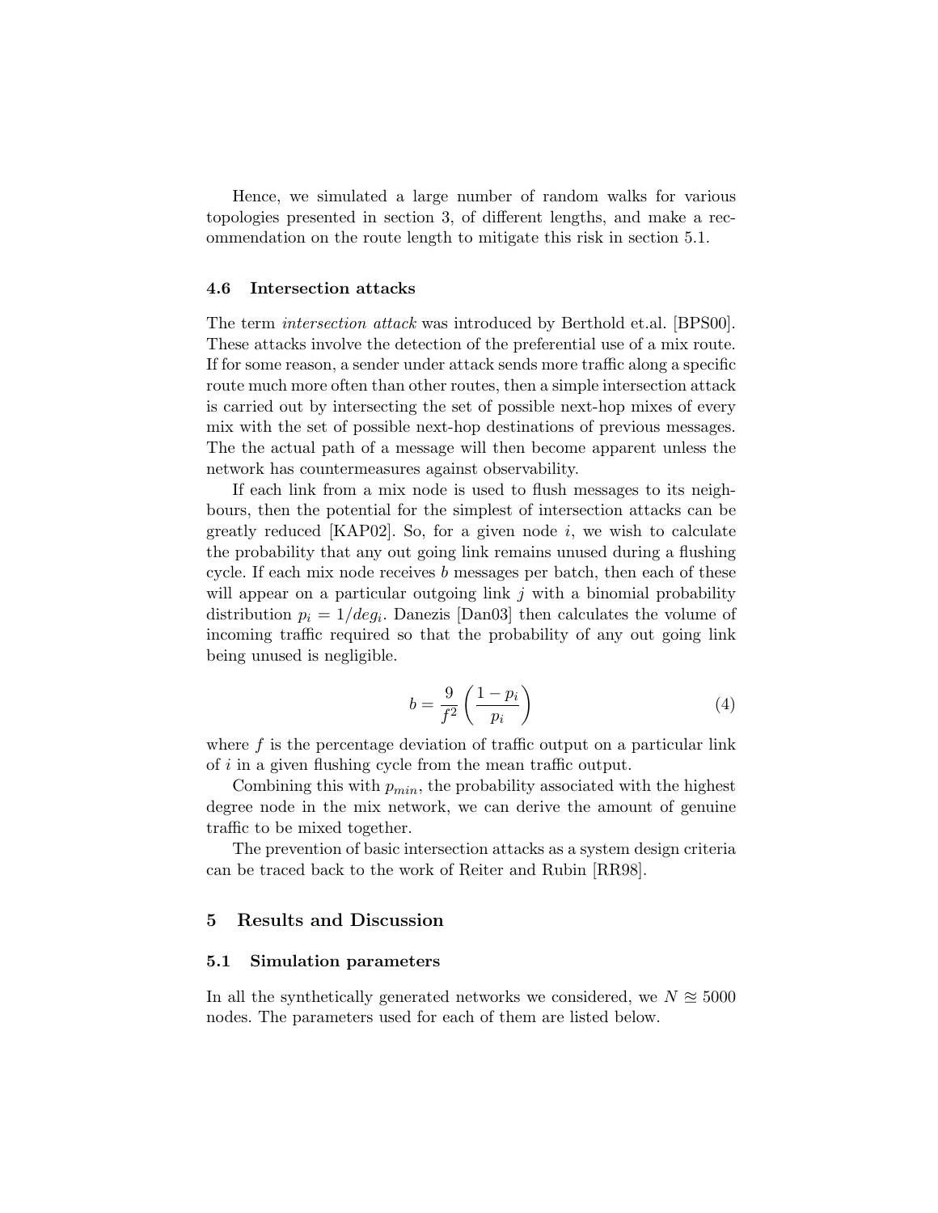Hence, we simulated a large number of random walks for various topologies presented in section 3, of different lengths, and make a recommendation on the route length to mitigate this risk in section 5.1.

### 4.6 Intersection attacks

The term *intersection attack* was introduced by Berthold et.al. [BPS00]. These attacks involve the detection of the preferential use of a mix route. If for some reason, a sender under attack sends more traffic along a specific route much more often than other routes, then a simple intersection attack is carried out by intersecting the set of possible next-hop mixes of every mix with the set of possible next-hop destinations of previous messages. The the actual path of a message will then become apparent unless the network has countermeasures against observability.

If each link from a mix node is used to flush messages to its neighbours, then the potential for the simplest of intersection attacks can be greatly reduced [KAP02]. So, for a given node $i$, we wish to calculate the probability that any out going link remains unused during a flushing cycle. If each mix node receives $b$ messages per batch, then each of these will appear on a particular outgoing link $j$ with a binomial probability distribution $p_i = 1/deg_i$. Danezis [Dan03] then calculates the volume of incoming traffic required so that the probability of any out going link being unused is negligible.

$$b = \frac{9}{f^2}\left(\frac{1-p_i}{p_i}\right) \tag{4}$$

where $f$ is the percentage deviation of traffic output on a particular link of $i$ in a given flushing cycle from the mean traffic output.

Combining this with $p_{min}$, the probability associated with the highest degree node in the mix network, we can derive the amount of genuine traffic to be mixed together.

The prevention of basic intersection attacks as a system design criteria can be traced back to the work of Reiter and Rubin [RR98].

## 5 Results and Discussion

### 5.1 Simulation parameters

In all the synthetically generated networks we considered, we $N \approxeq 5000$ nodes. The parameters used for each of them are listed below.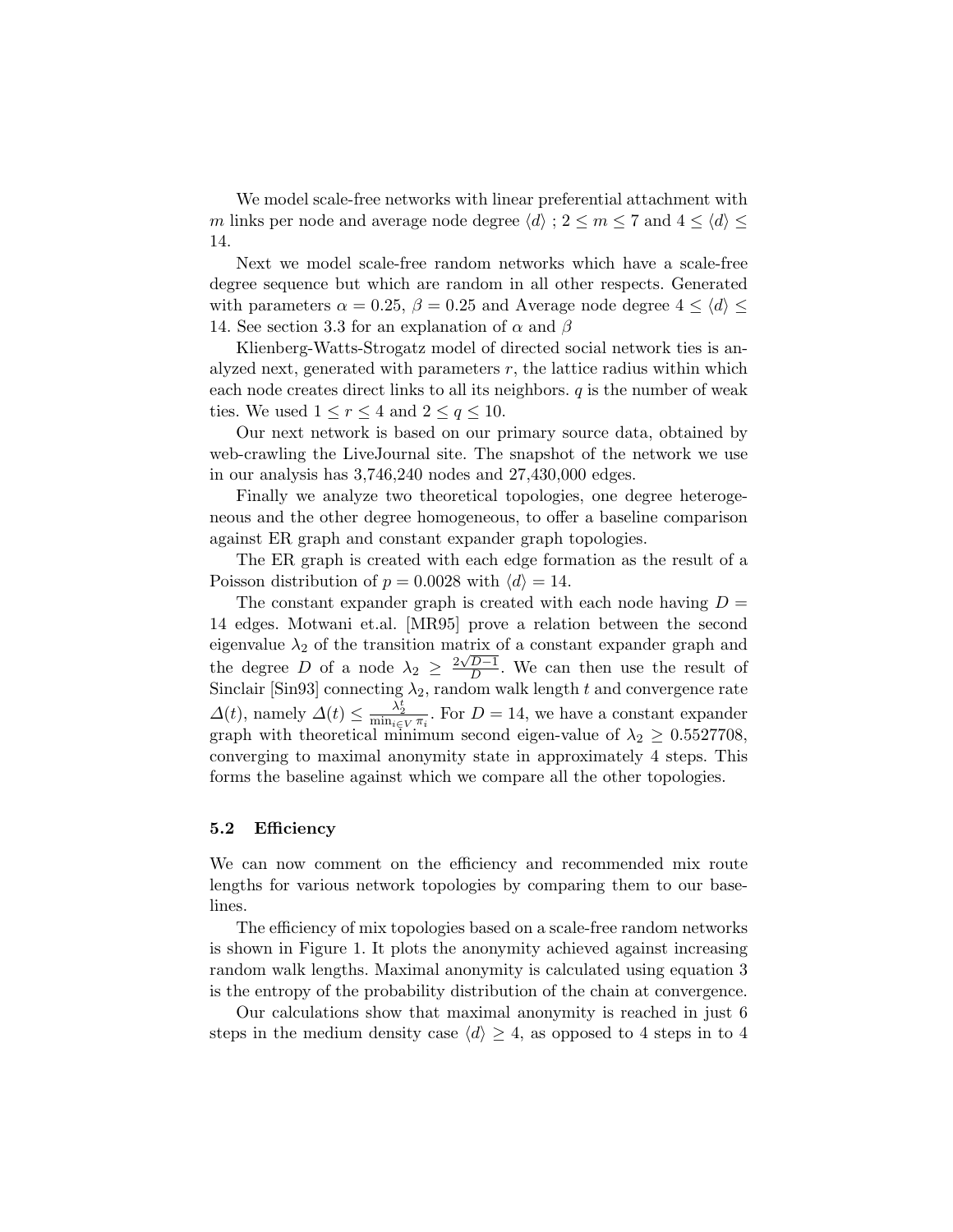We model scale-free networks with linear preferential attachment with $m$ links per node and average node degree $\langle d \rangle$ ; $2 \leq m \leq 7$ and $4 \leq \langle d \rangle \leq 14$.

Next we model scale-free random networks which have a scale-free degree sequence but which are random in all other respects. Generated with parameters $\alpha = 0.25$, $\beta = 0.25$ and Average node degree $4 \leq \langle d \rangle \leq 14$. See section 3.3 for an explanation of $\alpha$ and $\beta$

Klienberg-Watts-Strogatz model of directed social network ties is analyzed next, generated with parameters $r$, the lattice radius within which each node creates direct links to all its neighbors. $q$ is the number of weak ties. We used $1 \leq r \leq 4$ and $2 \leq q \leq 10$.

Our next network is based on our primary source data, obtained by web-crawling the LiveJournal site. The snapshot of the network we use in our analysis has 3,746,240 nodes and 27,430,000 edges.

Finally we analyze two theoretical topologies, one degree heterogeneous and the other degree homogeneous, to offer a baseline comparison against ER graph and constant expander graph topologies.

The ER graph is created with each edge formation as the result of a Poisson distribution of $p = 0.0028$ with $\langle d \rangle = 14$.

The constant expander graph is created with each node having $D = 14$ edges. Motwani et.al. [MR95] prove a relation between the second eigenvalue $\lambda_2$ of the transition matrix of a constant expander graph and the degree $D$ of a node $\lambda_2 \geq \frac{2\sqrt{D-1}}{D}$. We can then use the result of Sinclair [Sin93] connecting $\lambda_2$, random walk length $t$ and convergence rate $\Delta(t)$, namely $\Delta(t) \leq \frac{\lambda_2^t}{\min_{i \in V} \pi_i}$. For $D = 14$, we have a constant expander graph with theoretical minimum second eigen-value of $\lambda_2 \geq 0.5527708$, converging to maximal anonymity state in approximately 4 steps. This forms the baseline against which we compare all the other topologies.

### 5.2 Efficiency

We can now comment on the efficiency and recommended mix route lengths for various network topologies by comparing them to our baselines.

The efficiency of mix topologies based on a scale-free random networks is shown in Figure 1. It plots the anonymity achieved against increasing random walk lengths. Maximal anonymity is calculated using equation 3 is the entropy of the probability distribution of the chain at convergence.

Our calculations show that maximal anonymity is reached in just 6 steps in the medium density case $\langle d \rangle \geq 4$, as opposed to 4 steps in to 4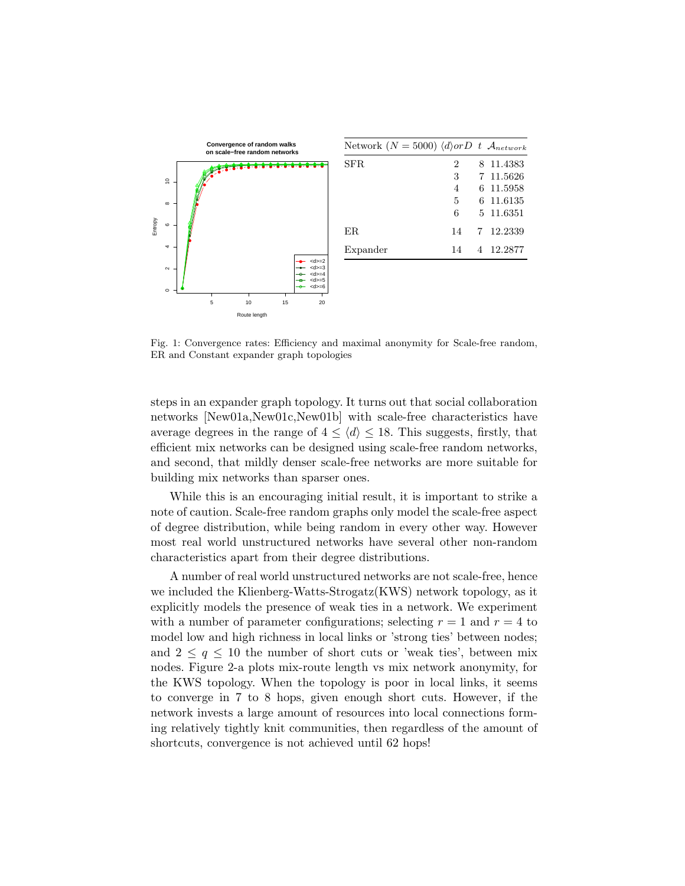| Network ($N = 5000$) | $\langle d \rangle or D$ | $t$ | $\mathcal{A}_{network}$ |
|---|---|---|---|
| SFR | 2 | 8 | 11.4383 |
| | 3 | 7 | 11.5626 |
| | 4 | 6 | 11.5958 |
| | 5 | 6 | 11.6135 |
| | 6 | 5 | 11.6351 |
| ER | 14 | 7 | 12.2339 |
| Expander | 14 | 4 | 12.2877 |

Fig. 1: Convergence rates: Efficiency and maximal anonymity for Scale-free random, ER and Constant expander graph topologies

steps in an expander graph topology. It turns out that social collaboration networks [New01a,New01c,New01b] with scale-free characteristics have average degrees in the range of $4 \leq \langle d \rangle \leq 18$. This suggests, firstly, that efficient mix networks can be designed using scale-free random networks, and second, that mildly denser scale-free networks are more suitable for building mix networks than sparser ones.

While this is an encouraging initial result, it is important to strike a note of caution. Scale-free random graphs only model the scale-free aspect of degree distribution, while being random in every other way. However most real world unstructured networks have several other non-random characteristics apart from their degree distributions.

A number of real world unstructured networks are not scale-free, hence we included the Klienberg-Watts-Strogatz(KWS) network topology, as it explicitly models the presence of weak ties in a network. We experiment with a number of parameter configurations; selecting $r = 1$ and $r = 4$ to model low and high richness in local links or 'strong ties' between nodes; and $2 \leq q \leq 10$ the number of short cuts or 'weak ties', between mix nodes. Figure 2-a plots mix-route length vs mix network anonymity, for the KWS topology. When the topology is poor in local links, it seems to converge in 7 to 8 hops, given enough short cuts. However, if the network invests a large amount of resources into local connections forming relatively tightly knit communities, then regardless of the amount of shortcuts, convergence is not achieved until 62 hops!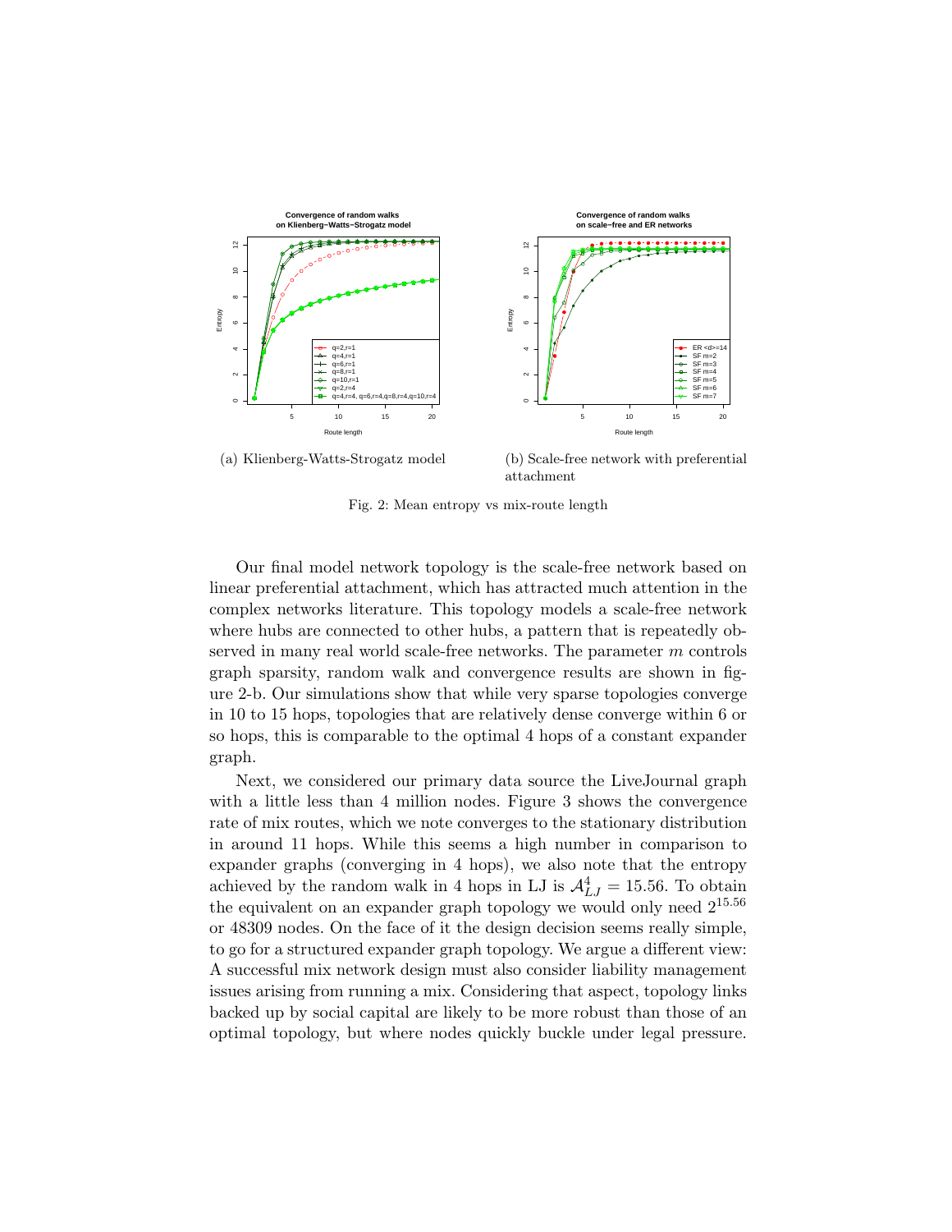(a) Klienberg-Watts-Strogatz model

(b) Scale-free network with preferential attachment

Fig. 2: Mean entropy vs mix-route length

Our final model network topology is the scale-free network based on linear preferential attachment, which has attracted much attention in the complex networks literature. This topology models a scale-free network where hubs are connected to other hubs, a pattern that is repeatedly observed in many real world scale-free networks. The parameter $m$ controls graph sparsity, random walk and convergence results are shown in figure 2-b. Our simulations show that while very sparse topologies converge in 10 to 15 hops, topologies that are relatively dense converge within 6 or so hops, this is comparable to the optimal 4 hops of a constant expander graph.

Next, we considered our primary data source the LiveJournal graph with a little less than 4 million nodes. Figure 3 shows the convergence rate of mix routes, which we note converges to the stationary distribution in around 11 hops. While this seems a high number in comparison to expander graphs (converging in 4 hops), we also note that the entropy achieved by the random walk in 4 hops in LJ is $\mathcal{A}_{LJ}^{4} = 15.56$. To obtain the equivalent on an expander graph topology we would only need $2^{15.56}$ or 48309 nodes. On the face of it the design decision seems really simple, to go for a structured expander graph topology. We argue a different view: A successful mix network design must also consider liability management issues arising from running a mix. Considering that aspect, topology links backed up by social capital are likely to be more robust than those of an optimal topology, but where nodes quickly buckle under legal pressure.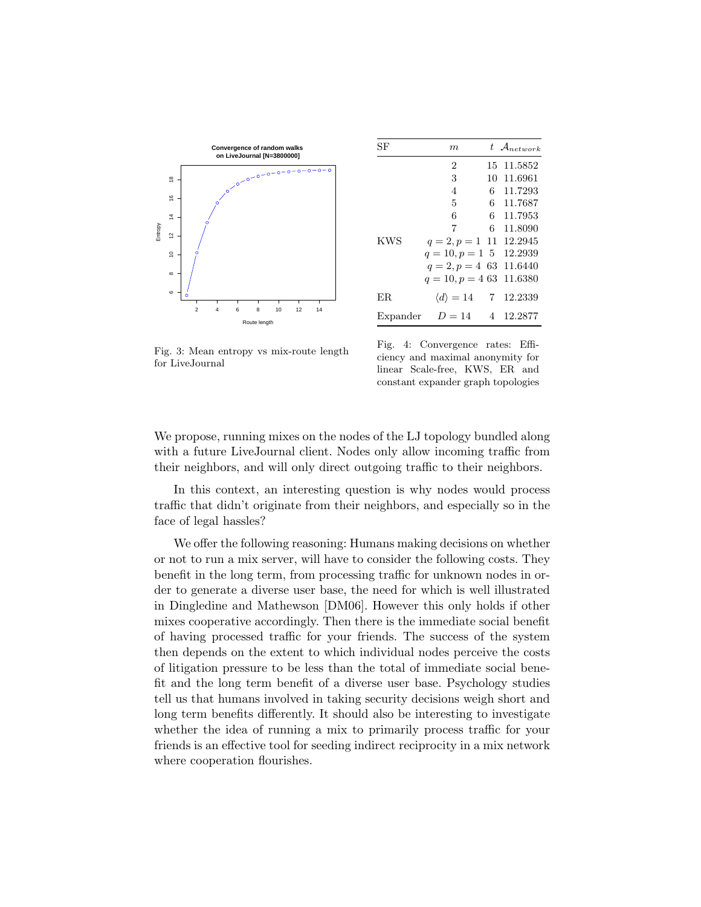Fig. 3: Mean entropy vs mix-route length for LiveJournal

| SF | $m$ | $t$ | $\mathcal{A}_{network}$ |
|---|---|---|---|
| | 2 | 15 | 11.5852 |
| | 3 | 10 | 11.6961 |
| | 4 | 6 | 11.7293 |
| | 5 | 6 | 11.7687 |
| | 6 | 6 | 11.7953 |
| | 7 | 6 | 11.8090 |
| KWS | $q = 2, p = 1$ | 11 | 12.2945 |
| | $q = 10, p = 1$ | 5 | 12.2939 |
| | $q = 2, p = 4$ | 63 | 11.6440 |
| | $q = 10, p = 4$ | 63 | 11.6380 |
| ER | $\langle d \rangle = 14$ | 7 | 12.2339 |
| Expander | $D = 14$ | 4 | 12.2877 |

Fig. 4: Convergence rates: Efficiency and maximal anonymity for linear Scale-free, KWS, ER and constant expander graph topologies

We propose, running mixes on the nodes of the LJ topology bundled along with a future LiveJournal client. Nodes only allow incoming traffic from their neighbors, and will only direct outgoing traffic to their neighbors.

In this context, an interesting question is why nodes would process traffic that didn't originate from their neighbors, and especially so in the face of legal hassles?

We offer the following reasoning: Humans making decisions on whether or not to run a mix server, will have to consider the following costs. They benefit in the long term, from processing traffic for unknown nodes in order to generate a diverse user base, the need for which is well illustrated in Dingledine and Mathewson [DM06]. However this only holds if other mixes cooperative accordingly. Then there is the immediate social benefit of having processed traffic for your friends. The success of the system then depends on the extent to which individual nodes perceive the costs of litigation pressure to be less than the total of immediate social benefit and the long term benefit of a diverse user base. Psychology studies tell us that humans involved in taking security decisions weigh short and long term benefits differently. It should also be interesting to investigate whether the idea of running a mix to primarily process traffic for your friends is an effective tool for seeding indirect reciprocity in a mix network where cooperation flourishes.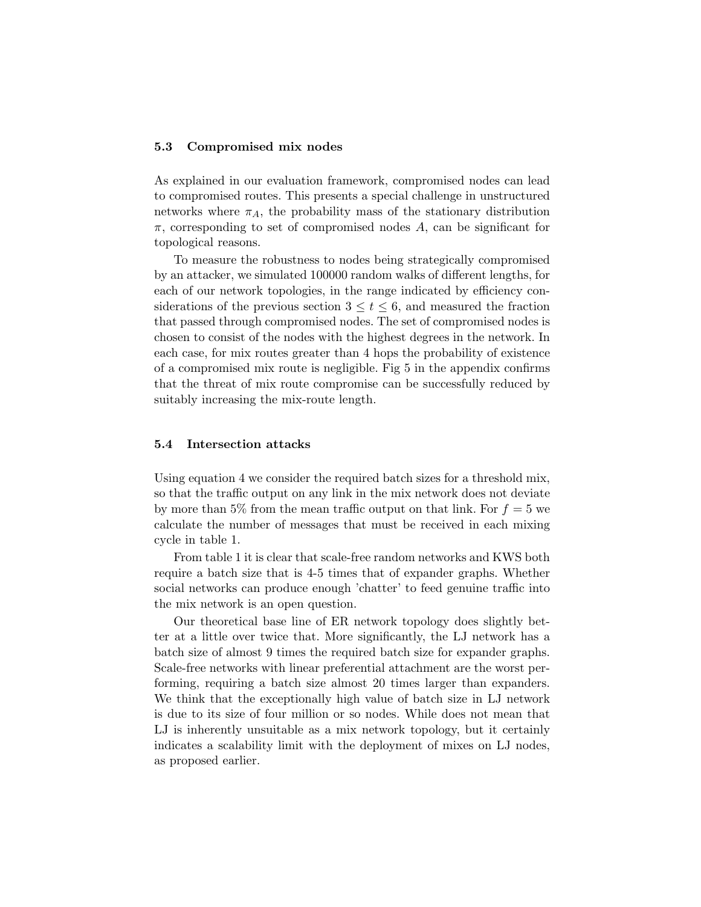### 5.3 Compromised mix nodes

As explained in our evaluation framework, compromised nodes can lead to compromised routes. This presents a special challenge in unstructured networks where $\pi_A$, the probability mass of the stationary distribution $\pi$, corresponding to set of compromised nodes $A$, can be significant for topological reasons.

To measure the robustness to nodes being strategically compromised by an attacker, we simulated 100000 random walks of different lengths, for each of our network topologies, in the range indicated by efficiency considerations of the previous section $3 \leq t \leq 6$, and measured the fraction that passed through compromised nodes. The set of compromised nodes is chosen to consist of the nodes with the highest degrees in the network. In each case, for mix routes greater than 4 hops the probability of existence of a compromised mix route is negligible. Fig 5 in the appendix confirms that the threat of mix route compromise can be successfully reduced by suitably increasing the mix-route length.

### 5.4 Intersection attacks

Using equation 4 we consider the required batch sizes for a threshold mix, so that the traffic output on any link in the mix network does not deviate by more than 5% from the mean traffic output on that link. For $f = 5$ we calculate the number of messages that must be received in each mixing cycle in table 1.

From table 1 it is clear that scale-free random networks and KWS both require a batch size that is 4-5 times that of expander graphs. Whether social networks can produce enough 'chatter' to feed genuine traffic into the mix network is an open question.

Our theoretical base line of ER network topology does slightly better at a little over twice that. More significantly, the LJ network has a batch size of almost 9 times the required batch size for expander graphs. Scale-free networks with linear preferential attachment are the worst performing, requiring a batch size almost 20 times larger than expanders. We think that the exceptionally high value of batch size in LJ network is due to its size of four million or so nodes. While does not mean that LJ is inherently unsuitable as a mix network topology, but it certainly indicates a scalability limit with the deployment of mixes on LJ nodes, as proposed earlier.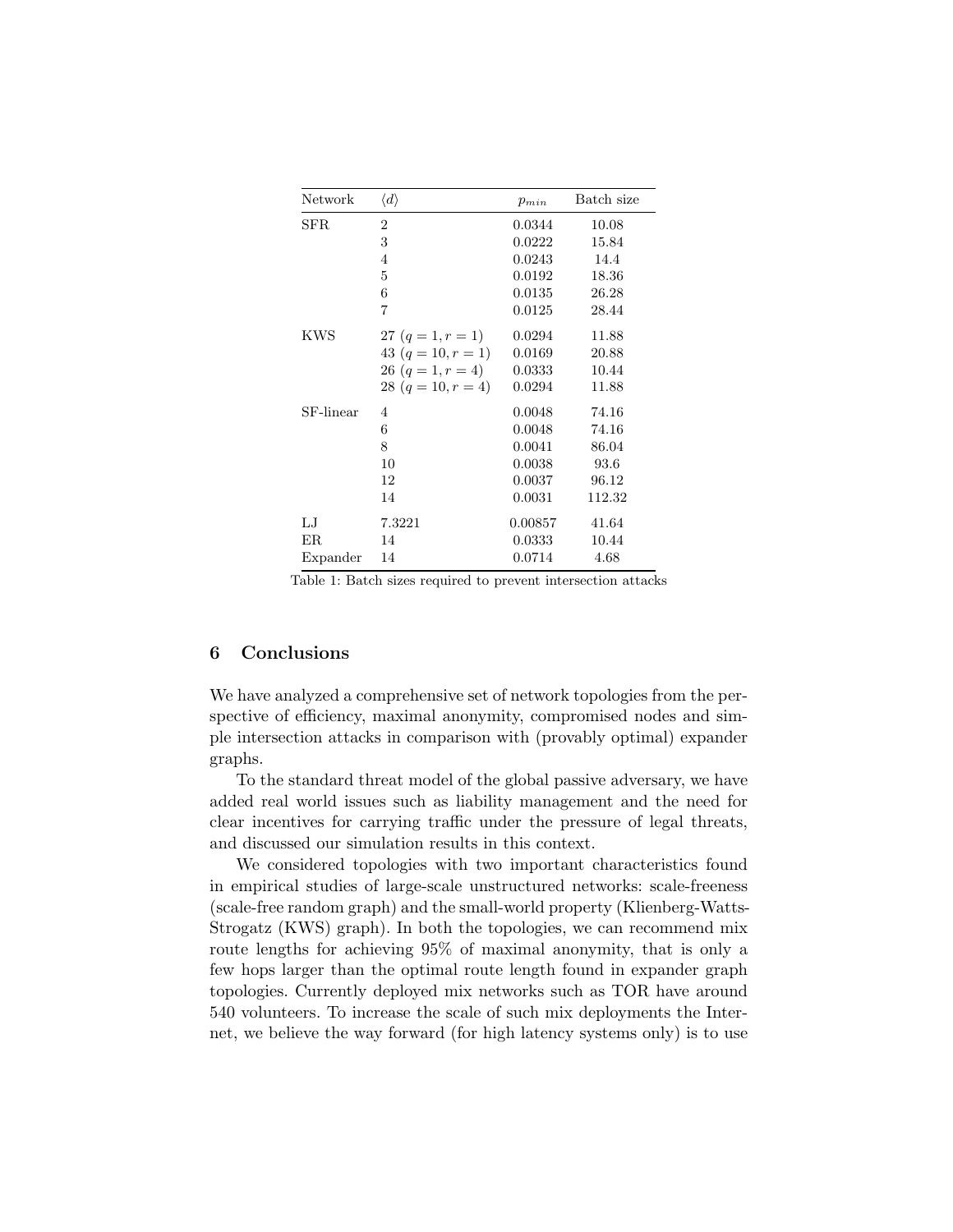| Network | $\langle d \rangle$ | $p_{min}$ | Batch size |
|---|---|---|---|
| SFR | 2 | 0.0344 | 10.08 |
| | 3 | 0.0222 | 15.84 |
| | 4 | 0.0243 | 14.4 |
| | 5 | 0.0192 | 18.36 |
| | 6 | 0.0135 | 26.28 |
| | 7 | 0.0125 | 28.44 |
| KWS | 27 ($q = 1, r = 1$) | 0.0294 | 11.88 |
| | 43 ($q = 10, r = 1$) | 0.0169 | 20.88 |
| | 26 ($q = 1, r = 4$) | 0.0333 | 10.44 |
| | 28 ($q = 10, r = 4$) | 0.0294 | 11.88 |
| SF-linear | 4 | 0.0048 | 74.16 |
| | 6 | 0.0048 | 74.16 |
| | 8 | 0.0041 | 86.04 |
| | 10 | 0.0038 | 93.6 |
| | 12 | 0.0037 | 96.12 |
| | 14 | 0.0031 | 112.32 |
| LJ | 7.3221 | 0.00857 | 41.64 |
| ER | 14 | 0.0333 | 10.44 |
| Expander | 14 | 0.0714 | 4.68 |

Table 1: Batch sizes required to prevent intersection attacks

## 6 Conclusions

We have analyzed a comprehensive set of network topologies from the perspective of efficiency, maximal anonymity, compromised nodes and simple intersection attacks in comparison with (provably optimal) expander graphs.

To the standard threat model of the global passive adversary, we have added real world issues such as liability management and the need for clear incentives for carrying traffic under the pressure of legal threats, and discussed our simulation results in this context.

We considered topologies with two important characteristics found in empirical studies of large-scale unstructured networks: scale-freeness (scale-free random graph) and the small-world property (Klienberg-Watts-Strogatz (KWS) graph). In both the topologies, we can recommend mix route lengths for achieving 95% of maximal anonymity, that is only a few hops larger than the optimal route length found in expander graph topologies. Currently deployed mix networks such as TOR have around 540 volunteers. To increase the scale of such mix deployments the Internet, we believe the way forward (for high latency systems only) is to use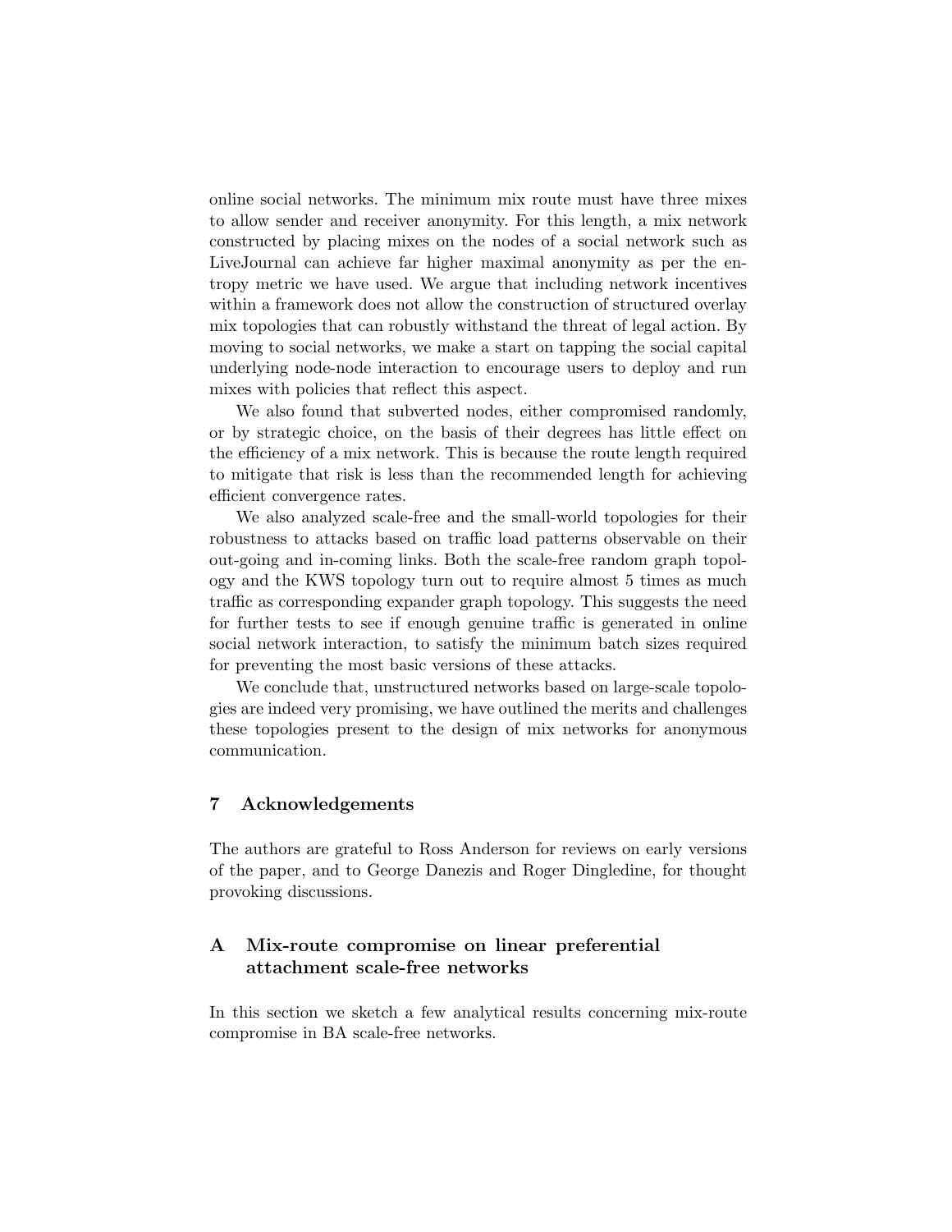online social networks. The minimum mix route must have three mixes to allow sender and receiver anonymity. For this length, a mix network constructed by placing mixes on the nodes of a social network such as LiveJournal can achieve far higher maximal anonymity as per the entropy metric we have used. We argue that including network incentives within a framework does not allow the construction of structured overlay mix topologies that can robustly withstand the threat of legal action. By moving to social networks, we make a start on tapping the social capital underlying node-node interaction to encourage users to deploy and run mixes with policies that reflect this aspect.

We also found that subverted nodes, either compromised randomly, or by strategic choice, on the basis of their degrees has little effect on the efficiency of a mix network. This is because the route length required to mitigate that risk is less than the recommended length for achieving efficient convergence rates.

We also analyzed scale-free and the small-world topologies for their robustness to attacks based on traffic load patterns observable on their out-going and in-coming links. Both the scale-free random graph topology and the KWS topology turn out to require almost 5 times as much traffic as corresponding expander graph topology. This suggests the need for further tests to see if enough genuine traffic is generated in online social network interaction, to satisfy the minimum batch sizes required for preventing the most basic versions of these attacks.

We conclude that, unstructured networks based on large-scale topologies are indeed very promising, we have outlined the merits and challenges these topologies present to the design of mix networks for anonymous communication.

## 7 Acknowledgements

The authors are grateful to Ross Anderson for reviews on early versions of the paper, and to George Danezis and Roger Dingledine, for thought provoking discussions.

## A Mix-route compromise on linear preferential attachment scale-free networks

In this section we sketch a few analytical results concerning mix-route compromise in BA scale-free networks.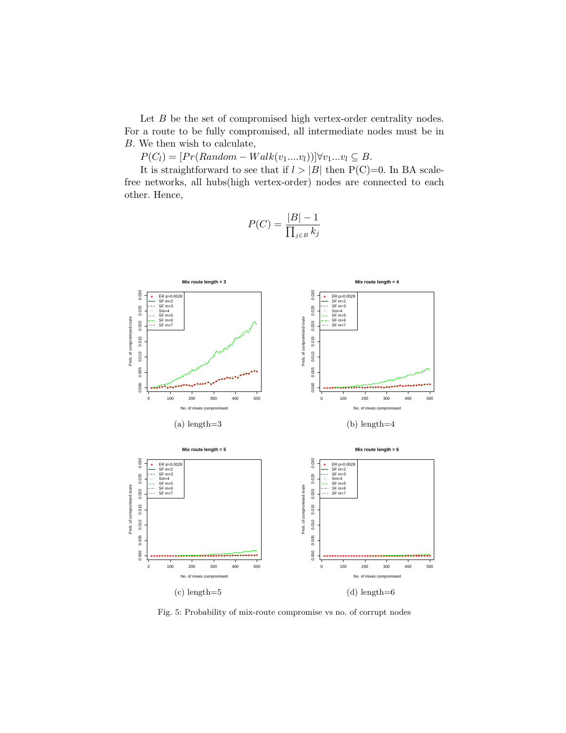Let $B$ be the set of compromised high vertex-order centrality nodes. For a route to be fully compromised, all intermediate nodes must be in $B$. We then wish to calculate,

$P(C_l) = [Pr(Random-Walk(v_1....v_l))] \forall v_1...v_l \subseteq B$.

It is straightforward to see that if $l > |B|$ then P(C)=0. In BA scale-free networks, all hubs(high vertex-order) nodes are connected to each other. Hence,

$$P(C) = \frac{|B| - 1}{\prod_{j \in B} k_j}$$

(a) length=3

(b) length=4

(c) length=5

(d) length=6

Fig. 5: Probability of mix-route compromise vs no. of corrupt nodes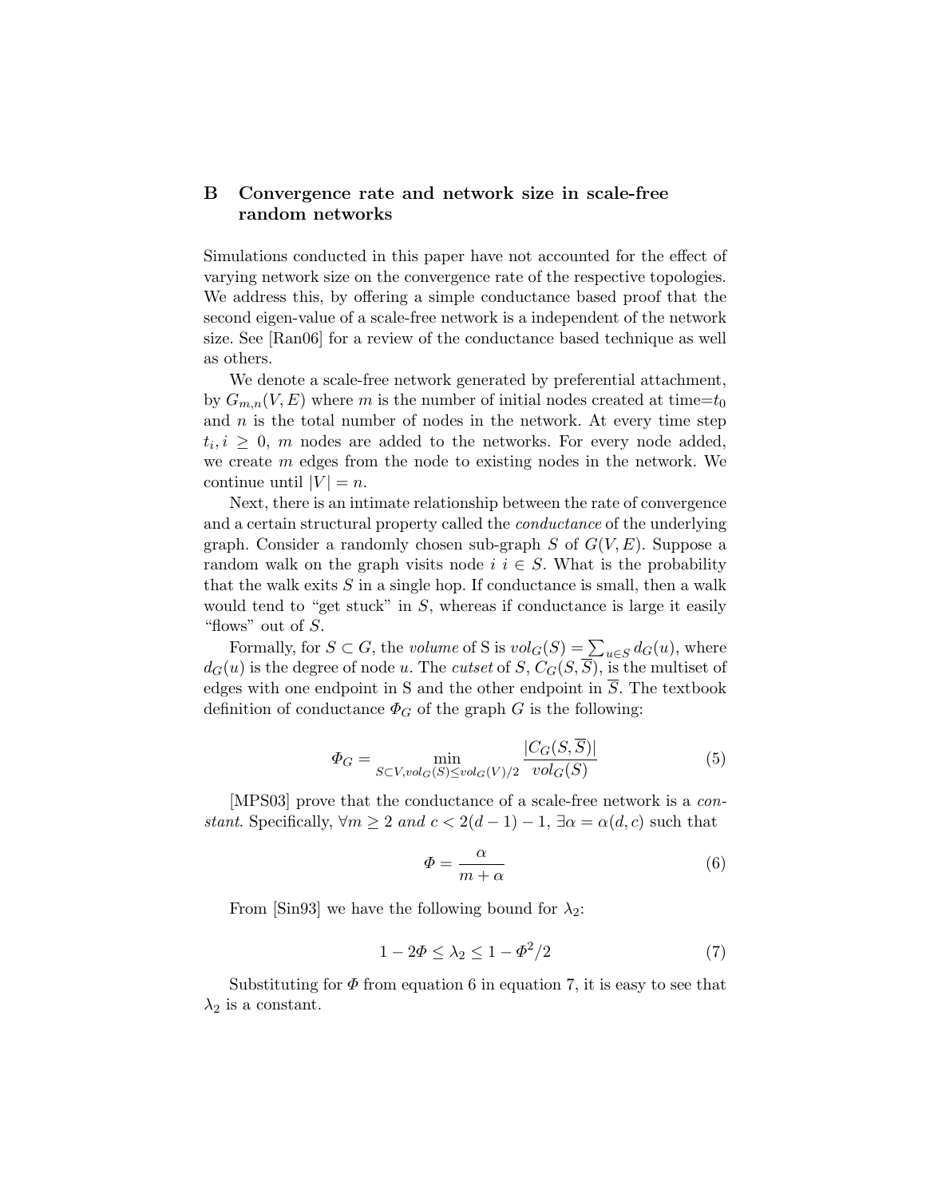## B Convergence rate and network size in scale-free random networks

Simulations conducted in this paper have not accounted for the effect of varying network size on the convergence rate of the respective topologies. We address this, by offering a simple conductance based proof that the second eigen-value of a scale-free network is a independent of the network size. See [Ran06] for a review of the conductance based technique as well as others.

We denote a scale-free network generated by preferential attachment, by $G_{m,n}(V, E)$ where $m$ is the number of initial nodes created at time=$t_0$ and $n$ is the total number of nodes in the network. At every time step $t_i, i \geq 0$, $m$ nodes are added to the networks. For every node added, we create $m$ edges from the node to existing nodes in the network. We continue until $|V| = n$.

Next, there is an intimate relationship between the rate of convergence and a certain structural property called the *conductance* of the underlying graph. Consider a randomly chosen sub-graph $S$ of $G(V, E)$. Suppose a random walk on the graph visits node $i$ $i \in S$. What is the probability that the walk exits $S$ in a single hop. If conductance is small, then a walk would tend to "get stuck" in $S$, whereas if conductance is large it easily "flows" out of $S$.

Formally, for $S \subset G$, the *volume* of S is $vol_G(S) = \sum_{u \in S} d_G(u)$, where $d_G(u)$ is the degree of node $u$. The *cutset* of $S$, $C_G(S, \overline{S})$, is the multiset of edges with one endpoint in S and the other endpoint in $\overline{S}$. The textbook definition of conductance $\Phi_G$ of the graph $G$ is the following:

$$\Phi_G = \min_{S \subset V, vol_G(S) \leq vol_G(V)/2} \frac{|C_G(S, \overline{S})|}{vol_G(S)} \tag{5}$$

[MPS03] prove that the conductance of a scale-free network is a *constant*. Specifically, $\forall m \geq 2$ *and* $c < 2(d-1) - 1$, $\exists \alpha = \alpha(d, c)$ such that

$$\Phi = \frac{\alpha}{m + \alpha} \tag{6}$$

From [Sin93] we have the following bound for $\lambda_2$:

$$1 - 2\Phi \leq \lambda_2 \leq 1 - \Phi^2/2 \tag{7}$$

Substituting for $\Phi$ from equation 6 in equation 7, it is easy to see that $\lambda_2$ is a constant.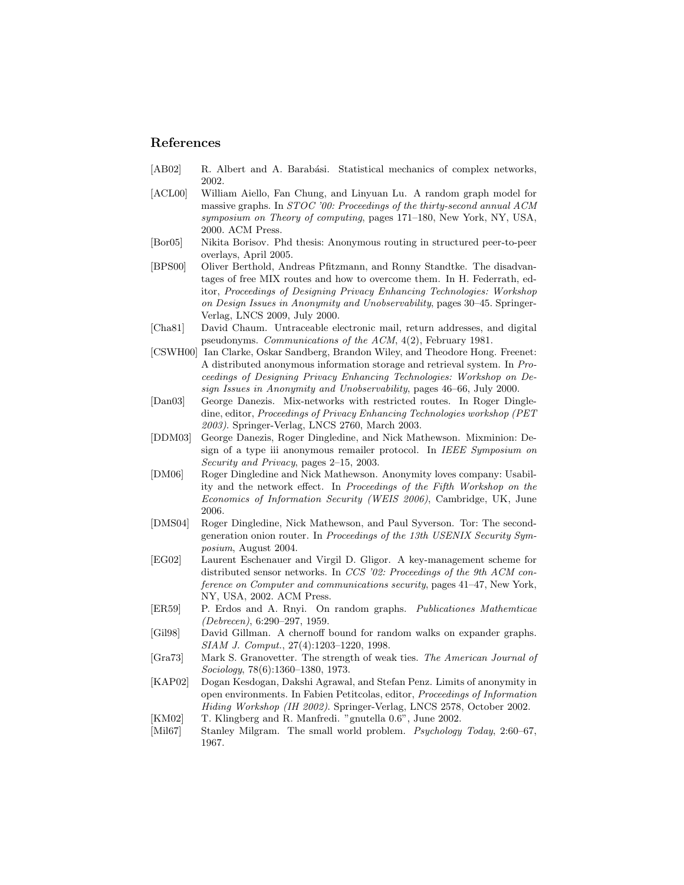## References

[AB02] R. Albert and A. Barabási. Statistical mechanics of complex networks, 2002.

[ACL00] William Aiello, Fan Chung, and Linyuan Lu. A random graph model for massive graphs. In *STOC '00: Proceedings of the thirty-second annual ACM symposium on Theory of computing*, pages 171–180, New York, NY, USA, 2000. ACM Press.

[Bor05] Nikita Borisov. Phd thesis: Anonymous routing in structured peer-to-peer overlays, April 2005.

[BPS00] Oliver Berthold, Andreas Pfitzmann, and Ronny Standtke. The disadvantages of free MIX routes and how to overcome them. In H. Federrath, editor, *Proceedings of Designing Privacy Enhancing Technologies: Workshop on Design Issues in Anonymity and Unobservability*, pages 30–45. Springer-Verlag, LNCS 2009, July 2000.

[Cha81] David Chaum. Untraceable electronic mail, return addresses, and digital pseudonyms. *Communications of the ACM*, 4(2), February 1981.

[CSWH00] Ian Clarke, Oskar Sandberg, Brandon Wiley, and Theodore Hong. Freenet: A distributed anonymous information storage and retrieval system. In *Proceedings of Designing Privacy Enhancing Technologies: Workshop on Design Issues in Anonymity and Unobservability*, pages 46–66, July 2000.

[Dan03] George Danezis. Mix-networks with restricted routes. In Roger Dingledine, editor, *Proceedings of Privacy Enhancing Technologies workshop (PET 2003)*. Springer-Verlag, LNCS 2760, March 2003.

[DDM03] George Danezis, Roger Dingledine, and Nick Mathewson. Mixminion: Design of a type iii anonymous remailer protocol. In *IEEE Symposium on Security and Privacy*, pages 2–15, 2003.

[DM06] Roger Dingledine and Nick Mathewson. Anonymity loves company: Usability and the network effect. In *Proceedings of the Fifth Workshop on the Economics of Information Security (WEIS 2006)*, Cambridge, UK, June 2006.

[DMS04] Roger Dingledine, Nick Mathewson, and Paul Syverson. Tor: The second-generation onion router. In *Proceedings of the 13th USENIX Security Symposium*, August 2004.

[EG02] Laurent Eschenauer and Virgil D. Gligor. A key-management scheme for distributed sensor networks. In *CCS '02: Proceedings of the 9th ACM conference on Computer and communications security*, pages 41–47, New York, NY, USA, 2002. ACM Press.

[ER59] P. Erdos and A. Rnyi. On random graphs. *Publicationes Mathemticae (Debrecen)*, 6:290–297, 1959.

[Gil98] David Gillman. A chernoff bound for random walks on expander graphs. *SIAM J. Comput.*, 27(4):1203–1220, 1998.

[Gra73] Mark S. Granovetter. The strength of weak ties. *The American Journal of Sociology*, 78(6):1360–1380, 1973.

[KAP02] Dogan Kesdogan, Dakshi Agrawal, and Stefan Penz. Limits of anonymity in open environments. In Fabien Petitcolas, editor, *Proceedings of Information Hiding Workshop (IH 2002)*. Springer-Verlag, LNCS 2578, October 2002.

[KM02] T. Klingberg and R. Manfredi. "gnutella 0.6", June 2002.

[Mil67] Stanley Milgram. The small world problem. *Psychology Today*, 2:60–67, 1967.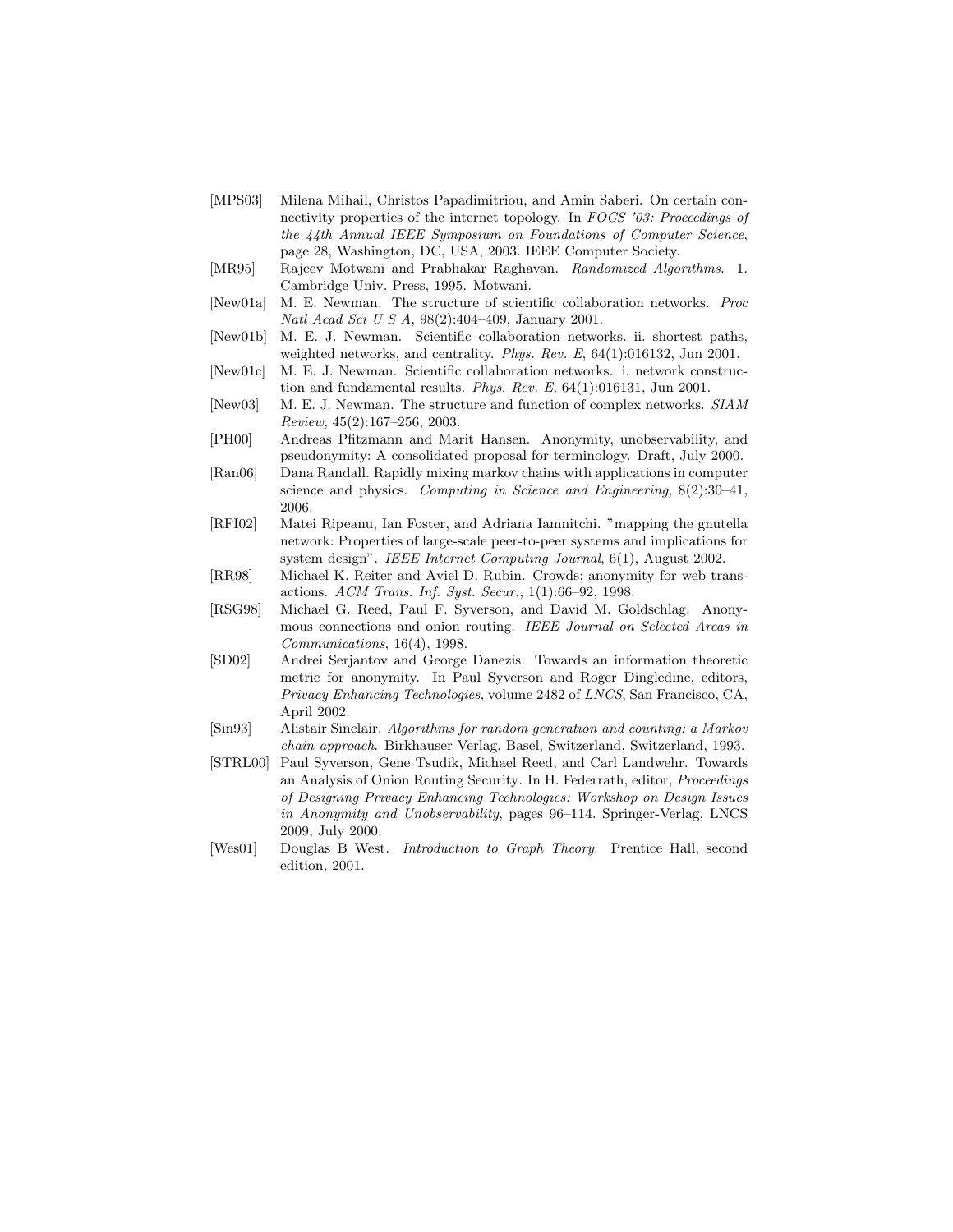[MPS03] Milena Mihail, Christos Papadimitriou, and Amin Saberi. On certain connectivity properties of the internet topology. In *FOCS '03: Proceedings of the 44th Annual IEEE Symposium on Foundations of Computer Science*, page 28, Washington, DC, USA, 2003. IEEE Computer Society.

[MR95] Rajeev Motwani and Prabhakar Raghavan. *Randomized Algorithms*. 1. Cambridge Univ. Press, 1995. Motwani.

[New01a] M. E. Newman. The structure of scientific collaboration networks. *Proc Natl Acad Sci U S A*, 98(2):404–409, January 2001.

[New01b] M. E. J. Newman. Scientific collaboration networks. ii. shortest paths, weighted networks, and centrality. *Phys. Rev. E*, 64(1):016132, Jun 2001.

[New01c] M. E. J. Newman. Scientific collaboration networks. i. network construction and fundamental results. *Phys. Rev. E*, 64(1):016131, Jun 2001.

[New03] M. E. J. Newman. The structure and function of complex networks. *SIAM Review*, 45(2):167–256, 2003.

[PH00] Andreas Pfitzmann and Marit Hansen. Anonymity, unobservability, and pseudonymity: A consolidated proposal for terminology. Draft, July 2000.

[Ran06] Dana Randall. Rapidly mixing markov chains with applications in computer science and physics. *Computing in Science and Engineering*, 8(2):30–41, 2006.

[RFI02] Matei Ripeanu, Ian Foster, and Adriana Iamnitchi. "mapping the gnutella network: Properties of large-scale peer-to-peer systems and implications for system design". *IEEE Internet Computing Journal*, 6(1), August 2002.

[RR98] Michael K. Reiter and Aviel D. Rubin. Crowds: anonymity for web transactions. *ACM Trans. Inf. Syst. Secur.*, 1(1):66–92, 1998.

[RSG98] Michael G. Reed, Paul F. Syverson, and David M. Goldschlag. Anonymous connections and onion routing. *IEEE Journal on Selected Areas in Communications*, 16(4), 1998.

[SD02] Andrei Serjantov and George Danezis. Towards an information theoretic metric for anonymity. In Paul Syverson and Roger Dingledine, editors, *Privacy Enhancing Technologies*, volume 2482 of *LNCS*, San Francisco, CA, April 2002.

[Sin93] Alistair Sinclair. *Algorithms for random generation and counting: a Markov chain approach*. Birkhauser Verlag, Basel, Switzerland, Switzerland, 1993.

[STRL00] Paul Syverson, Gene Tsudik, Michael Reed, and Carl Landwehr. Towards an Analysis of Onion Routing Security. In H. Federrath, editor, *Proceedings of Designing Privacy Enhancing Technologies: Workshop on Design Issues in Anonymity and Unobservability*, pages 96–114. Springer-Verlag, LNCS 2009, July 2000.

[Wes01] Douglas B West. *Introduction to Graph Theory*. Prentice Hall, second edition, 2001.